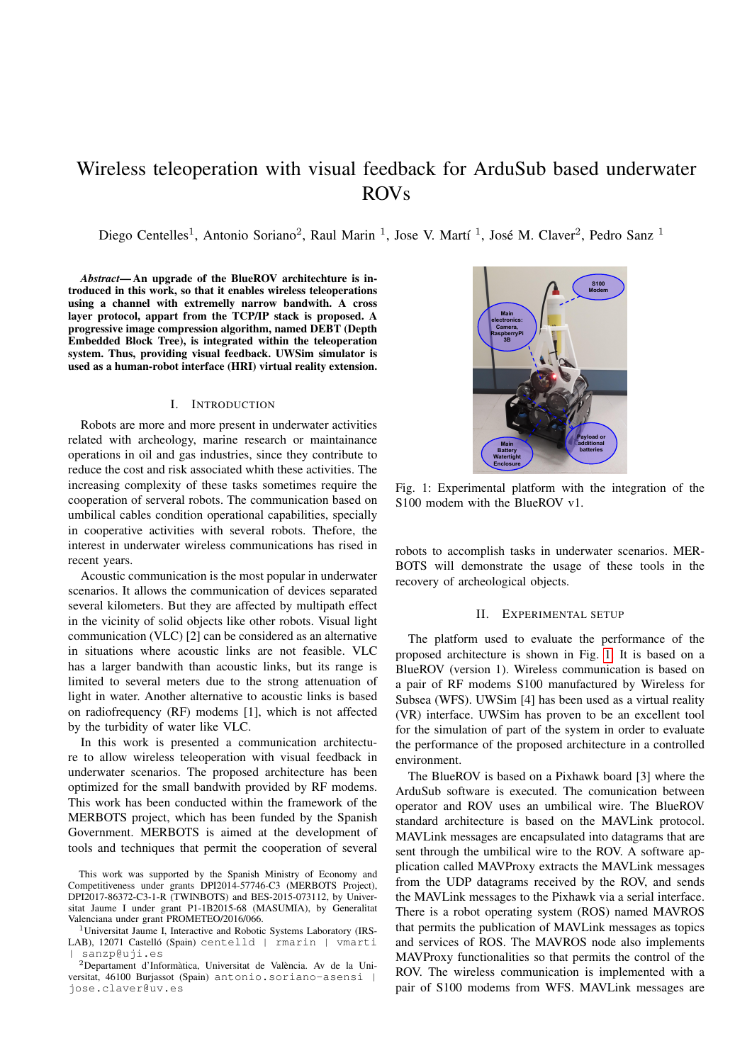# Wireless teleoperation with visual feedback for ArduSub based underwater ROVs

Diego Centelles[1], Antonio Soriano[2], Raul Marin [1], Jose V. Martí [1], José M. Claver[2], Pedro Sanz [1]

***Abstract*— An upgrade of the BlueROV architechture is introduced in this work, so that it enables wireless teleoperations using a channel with extremelly narrow bandwith. A cross layer protocol, appart from the TCP/IP stack is proposed. A progressive image compression algorithm, named DEBT (Depth Embedded Block Tree), is integrated within the teleoperation system. Thus, providing visual feedback. UWSim simulator is used as a human-robot interface (HRI) virtual reality extension.**

## I. INTRODUCTION

Robots are more and more present in underwater activities related with archeology, marine research or maintainance operations in oil and gas industries, since they contribute to reduce the cost and risk associated whith these activities. The increasing complexity of these tasks sometimes require the cooperation of serveral robots. The communication based on umbilical cables condition operational capabilities, specially in cooperative activities with several robots. Therore, the interest in underwater wireless communications has rised in recent years.

Acoustic communication is the most popular in underwater scenarios. It allows the communication of devices separated several kilometers. But they are affected by multipath effect in the vicinity of solid objects like other robots. Visual light communication (VLC) [2] can be considered as an alternative in situations where acoustic links are not feasible. VLC has a larger bandwidth than acoustic links, but its range is limited to several meters due to the strong attenuation of light in water. Another alternative to acoustic links is based on radiofrequency (RF) modems [1], which is not affected by the turbidity of water like VLC.

In this work is presented a communication architecture to allow wireless teleoperation with visual feedback in underwater scenarios. The proposed architecture has been optimized for the small bandwith provided by RF modems. This work has been conducted within the framework of the MERBOTS project, which has been funded by the Spanish Government. MERBOTS is aimed at the development of tools and techniques that permit the cooperation of several robots to accomplish tasks in underwater scenarios. MERBOTS will demonstrate the usage of these tools in the recovery of archeological objects.

This work was supported by the Spanish Ministry of Economy and Competitiveness under grants DPI2014-57746-C3 (MERBOTS Project), DPI2017-86372-C3-1-R (TWINBOTS) and BES-2015-073112, by Universitat Jaume I under grant P1-1B2015-68 (MASUMIA), by Generalitat Valenciana under grant PROMETEO/2016/066.

[1]Universitat Jaume I, Interactive and Robotic Systems Laboratory (IRS-LAB), 12071 Castelló (Spain) centelld | rmarin | vmarti | sanzp@uji.es

[2]Departament d'Informàtica, Universitat de València. Av de la Universitat, 46100 Burjassot (Spain) antonio.soriano-asensi | jose.claver@uv.es

Fig. 1: Experimental platform with the integration of the S100 modem with the BlueROV v1.

## II. EXPERIMENTAL SETUP

The platform used to evaluate the performance of the proposed architecture is shown in Fig. 1. It is based on a BlueROV (version 1). Wireless communication is based on a pair of RF modems S100 manufactured by Wireless for Subsea (WFS). UWSim [4] has been used as a virtual reality (VR) interface. UWSim has proven to be an excellent tool for the simulation of part of the system in order to evaluate the performance of the proposed architecture in a controlled environment.

The BlueROV is based on a Pixhawk board [3] where the ArduSub software is executed. The comunication between operator and ROV uses an umbilical wire. The BlueROV standard architecture is based on the MAVLink protocol. MAVLink messages are encapsulated into datagrams that are sent through the umbilical wire to the ROV. A software application called MAVProxy extracts the MAVLink messages from the UDP datagrams received by the ROV, and sends the MAVLink messages to the Pixhawk via a serial interface. There is a robot operating system (ROS) named MAVROS that permits the publication of MAVLink messages as topics and services of ROS. The MAVROS node also implements MAVProxy functionalities so that permits the control of the ROV. The wireless communication is implemented with a pair of S100 modems from WFS. MAVLink messages are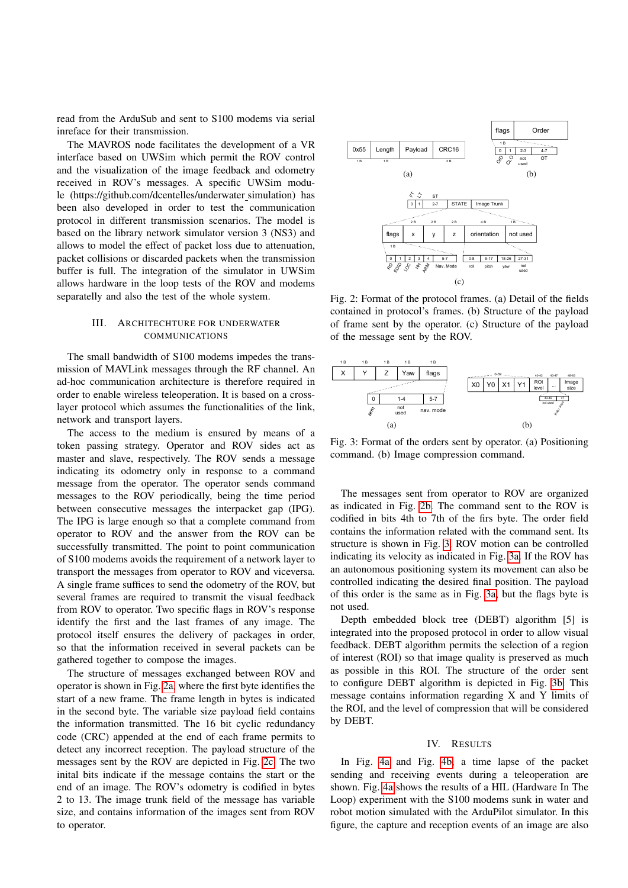read from the ArduSub and sent to S100 modems via serial inreface for their transmission.

The MAVROS node facilitates the development of a VR interface based on UWSim which permit the ROV control and the visualization of the image feedback and odometry received in ROV's messages. A specific UWSim module (https://github.com/dcentelles/underwater_simulation) has been also developed in order to test the communication protocol in different transmission scenarios. The model is based on the library network simulator version 3 (NS3) and allows to model the effect of packet loss due to attenuation, packet collisions or discarded packets when the transmission buffer is full. The integration of the simulator in UWSim allows hardware in the loop tests of the ROV and modems separatelly and also the test of the whole system.

## III. Architechture for Underwater Communications

The small bandwidth of S100 modems impedes the transmission of MAVLink messages through the RF channel. An ad-hoc communication architecture is therefore required in order to enable wireless teleoperation. It is based on a cross-layer protocol which assumes the functionalities of the link, network and transport layers.

The access to the medium is ensured by means of a token passing strategy. Operator and ROV sides act as master and slave, respectively. The ROV sends a message indicating its odometry only in response to a command message from the operator. The operator sends command messages to the ROV periodically, being the time period between consecutive messages the interpacket gap (IPG). The IPG is large enough so that a complete command from operator to ROV and the answer from the ROV can be successfully transmitted. The point to point communication of S100 modems avoids the requirement of a network layer to transport the messages from operator to ROV and viceversa. A single frame suffices to send the odometry of the ROV, but several frames are required to transmit the visual feedback from ROV to operator. Two specific flags in ROV's response identify the first and the last frames of any image. The protocol itself ensures the delivery of packages in order, so that the information received in several packets can be gathered together to compose the images.

The structure of messages exchanged between ROV and operator is shown in Fig. 2a, where the first byte identifies the start of a new frame. The frame length in bytes is indicated in the second byte. The variable size payload field contains the information transmitted. The 16 bit cyclic redundancy code (CRC) appended at the end of each frame permits to detect any incorrect reception. The payload structure of the messages sent by the ROV are depicted in Fig. 2c. The two inital bits indicate if the message contains the start or the end of an image. The ROV's odometry is codified in bytes 2 to 13. The image trunk field of the message has variable size, and contains information of the images sent from ROV to operator.

Fig. 2: Format of the protocol frames. (a) Detail of the fields contained in protocol's frames. (b) Structure of the payload of frame sent by the operator. (c) Structure of the payload of the message sent by the ROV.

Fig. 3: Format of the orders sent by operator. (a) Positioning command. (b) Image compression command.

The messages sent from operator to ROV are organized as indicated in Fig. 2b. The command sent to the ROV is codified in bits 4th to 7th of the firs byte. The order field contains the information related with the command sent. Its structure is shown in Fig. 3. ROV motion can be controlled indicating its velocity as indicated in Fig. 3a. If the ROV has an autonomous positioning system its movement can also be controlled indicating the desired final position. The payload of this order is the same as in Fig. 3a, but the flags byte is not used.

Depth embedded block tree (DEBT) algorithm [5] is integrated into the proposed protocol in order to allow visual feedback. DEBT algorithm permits the selection of a region of interest (ROI) so that image quality is preserved as much as possible in this ROI. The structure of the order sent to configure DEBT algorithm is depicted in Fig. 3b. This message contains information regarding X and Y limits of the ROI, and the level of compression that will be considered by DEBT.

## IV. Results

In Fig. 4a and Fig. 4b, a time lapse of the packet sending and receiving events during a teleoperation are shown. Fig. 4a shows the results of a HIL (Hardware In The Loop) experiment with the S100 modems sunk in water and robot motion simulated with the ArduPilot simulator. In this figure, the capture and reception events of an image are also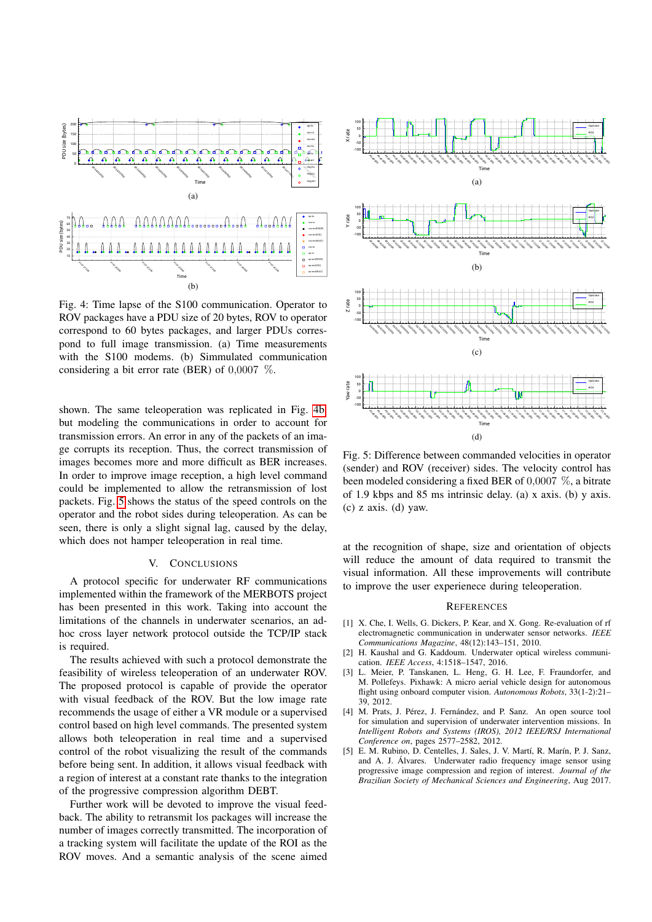Fig. 4: Time lapse of the S100 communication. Operator to ROV packages have a PDU size of 20 bytes, ROV to operator correspond to 60 bytes packages, and larger PDUs correspond to full image transmission. (a) Time measurements with the S100 modems. (b) Simmulated communication considering a bit error rate (BER) of $0{,}0007$ %.

shown. The same teleoperation was replicated in Fig. 4b but modeling the communications in order to account for transmission errors. An error in any of the packets of an image corrupts its reception. Thus, the correct transmission of images becomes more and more difficult as BER increases. In order to improve image reception, a high level command could be implemented to allow the retransmission of lost packets. Fig. 5 shows the status of the speed controls on the operator and the robot sides during teleoperation. As can be seen, there is only a slight signal lag, caused by the delay, which does not hamper teleoperation in real time.

## V. Conclusions

A protocol specific for underwater RF communications implemented within the framework of the MERBOTS project has been presented in this work. Taking into account the limitations of the channels in underwater scenarios, an ad-hoc cross layer network protocol outside the TCP/IP stack is required.

The results achieved with such a protocol demonstrate the feasibility of wireless teleoperation of an underwater ROV. The proposed protocol is capable of provide the operator with visual feedback of the ROV. But the low image rate recommends the usage of either a VR module or a supervised control based on high level commands. The presented system allows both teleoperation in real time and a supervised control of the robot visualizing the result of the commands before being sent. In addition, it allows visual feedback with a region of interest at a constant rate thanks to the integration of the progressive compression algorithm DEBT.

Further work will be devoted to improve the visual feedback. The ability to retransmit los packages will increase the number of images correctly transmitted. The incorporation of a tracking system will facilitate the update of the ROI as the ROV moves. And a semantic analysis of the scene aimed at the recognition of shape, size and orientation of objects will reduce the amount of data required to transmit the visual information. All these improvements will contribute to improve the user experienece during teleoperation.

Fig. 5: Difference between commanded velocities in operator (sender) and ROV (receiver) sides. The velocity control has been modeled considering a fixed BER of $0{,}0007$ %, a bitrate of 1.9 kbps and 85 ms intrinsic delay. (a) x axis. (b) y axis. (c) z axis. (d) yaw.

## References

[1] X. Che, I. Wells, G. Dickers, P. Kear, and X. Gong. Re-evaluation of rf electromagnetic communication in underwater sensor networks. *IEEE Communications Magazine*, 48(12):143–151, 2010.

[2] H. Kaushal and G. Kaddoum. Underwater optical wireless communication. *IEEE Access*, 4:1518–1547, 2016.

[3] L. Meier, P. Tanskanen, L. Heng, G. H. Lee, F. Fraundorfer, and M. Pollefeys. Pixhawk: A micro aerial vehicle design for autonomous flight using onboard computer vision. *Autonomous Robots*, 33(1-2):21–39, 2012.

[4] M. Prats, J. Pérez, J. Fernández, and P. Sanz. An open source tool for simulation and supervision of underwater intervention missions. In *Intelligent Robots and Systems (IROS), 2012 IEEE/RSJ International Conference on*, pages 2577–2582, 2012.

[5] E. M. Rubino, D. Centelles, J. Sales, J. V. Martí, R. Marín, P. J. Sanz, and A. J. Álvares. Underwater radio frequency image sensor using progressive image compression and region of interest. *Journal of the Brazilian Society of Mechanical Sciences and Engineering*, Aug 2017.